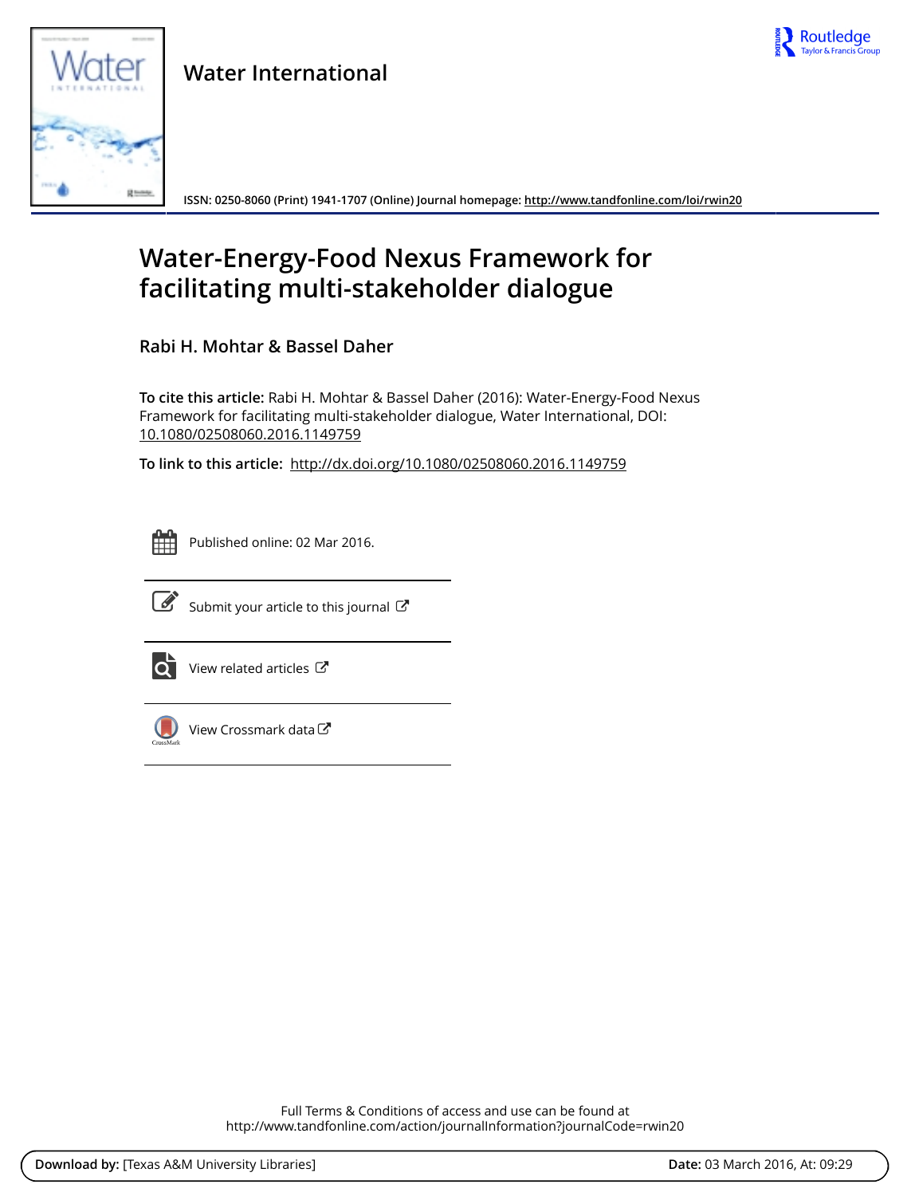# Water International

ISSN: 0250-8060 (Print) 1941-1707 (Online) Journal homepage: http://www.tandfonline.com/loi/rwin20

# Water-Energy-Food Nexus Framework for facilitating multi-stakeholder dialogue

**Rabi H. Mohtar & Bassel Daher**

**To cite this article:** Rabi H. Mohtar & Bassel Daher (2016): Water-Energy-Food Nexus Framework for facilitating multi-stakeholder dialogue, Water International, DOI: 10.1080/02508060.2016.1149759

**To link to this article:** http://dx.doi.org/10.1080/02508060.2016.1149759

Published online: 02 Mar 2016.

Submit your article to this journal

View related articles

View Crossmark data

Full Terms & Conditions of access and use can be found at
http://www.tandfonline.com/action/journalInformation?journalCode=rwin20

**Download by:** [Texas A&M University Libraries] **Date:** 03 March 2016, At: 09:29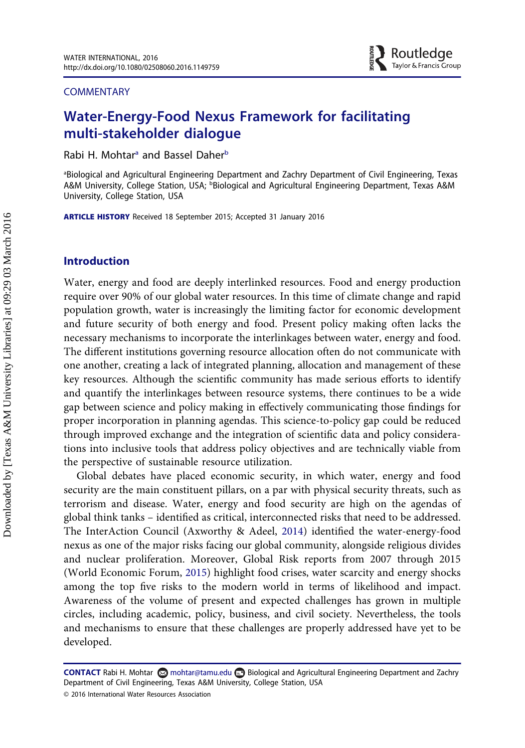COMMENTARY

# Water-Energy-Food Nexus Framework for facilitating multi-stakeholder dialogue

Rabi H. Mohtar[a] and Bassel Daher[b]

[a]Biological and Agricultural Engineering Department and Zachry Department of Civil Engineering, Texas A&M University, College Station, USA; [b]Biological and Agricultural Engineering Department, Texas A&M University, College Station, USA

**ARTICLE HISTORY** Received 18 September 2015; Accepted 31 January 2016

## Introduction

Water, energy and food are deeply interlinked resources. Food and energy production require over 90% of our global water resources. In this time of climate change and rapid population growth, water is increasingly the limiting factor for economic development and future security of both energy and food. Present policy making often lacks the necessary mechanisms to incorporate the interlinkages between water, energy and food. The different institutions governing resource allocation often do not communicate with one another, creating a lack of integrated planning, allocation and management of these key resources. Although the scientific community has made serious efforts to identify and quantify the interlinkages between resource systems, there continues to be a wide gap between science and policy making in effectively communicating those findings for proper incorporation in planning agendas. This science-to-policy gap could be reduced through improved exchange and the integration of scientific data and policy considerations into inclusive tools that address policy objectives and are technically viable from the perspective of sustainable resource utilization.

Global debates have placed economic security, in which water, energy and food security are the main constituent pillars, on a par with physical security threats, such as terrorism and disease. Water, energy and food security are high on the agendas of global think tanks – identified as critical, interconnected risks that need to be addressed. The InterAction Council (Axworthy & Adeel, 2014) identified the water-energy-food nexus as one of the major risks facing our global community, alongside religious divides and nuclear proliferation. Moreover, Global Risk reports from 2007 through 2015 (World Economic Forum, 2015) highlight food crises, water scarcity and energy shocks among the top five risks to the modern world in terms of likelihood and impact. Awareness of the volume of present and expected challenges has grown in multiple circles, including academic, policy, business, and civil society. Nevertheless, the tools and mechanisms to ensure that these challenges are properly addressed have yet to be developed.

**CONTACT** Rabi H. Mohtar mohtar@tamu.edu Biological and Agricultural Engineering Department and Zachry Department of Civil Engineering, Texas A&M University, College Station, USA

© 2016 International Water Resources Association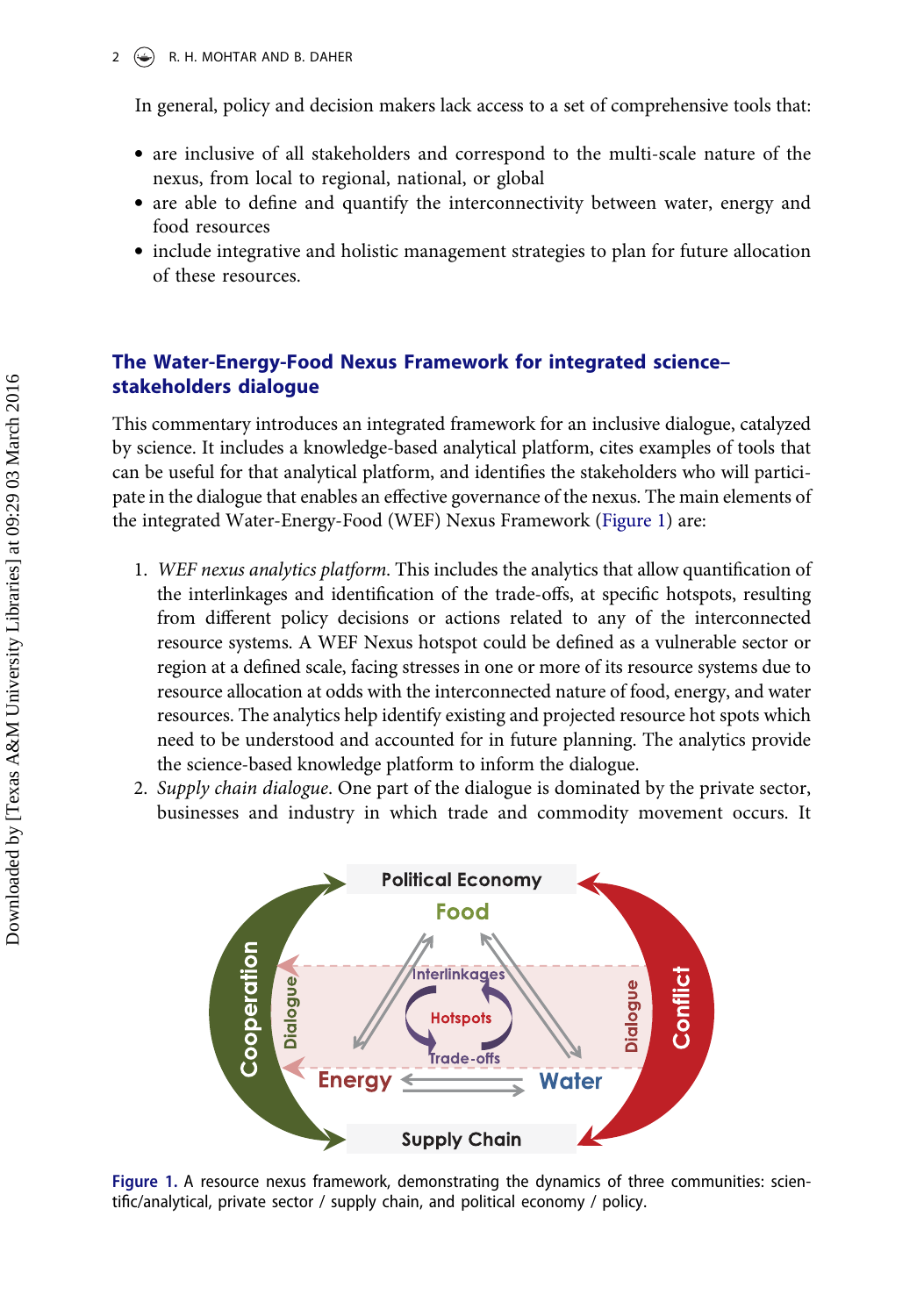In general, policy and decision makers lack access to a set of comprehensive tools that:

- are inclusive of all stakeholders and correspond to the multi-scale nature of the nexus, from local to regional, national, or global
- are able to define and quantify the interconnectivity between water, energy and food resources
- include integrative and holistic management strategies to plan for future allocation of these resources.

## The Water-Energy-Food Nexus Framework for integrated science–stakeholders dialogue

This commentary introduces an integrated framework for an inclusive dialogue, catalyzed by science. It includes a knowledge-based analytical platform, cites examples of tools that can be useful for that analytical platform, and identifies the stakeholders who will participate in the dialogue that enables an effective governance of the nexus. The main elements of the integrated Water-Energy-Food (WEF) Nexus Framework (Figure 1) are:

1. *WEF nexus analytics platform*. This includes the analytics that allow quantification of the interlinkages and identification of the trade-offs, at specific hotspots, resulting from different policy decisions or actions related to any of the interconnected resource systems. A WEF Nexus hotspot could be defined as a vulnerable sector or region at a defined scale, facing stresses in one or more of its resource systems due to resource allocation at odds with the interconnected nature of food, energy, and water resources. The analytics help identify existing and projected resource hot spots which need to be understood and accounted for in future planning. The analytics provide the science-based knowledge platform to inform the dialogue.
2. *Supply chain dialogue*. One part of the dialogue is dominated by the private sector, businesses and industry in which trade and commodity movement occurs. It

Figure 1. A resource nexus framework, demonstrating the dynamics of three communities: scientific/analytical, private sector / supply chain, and political economy / policy.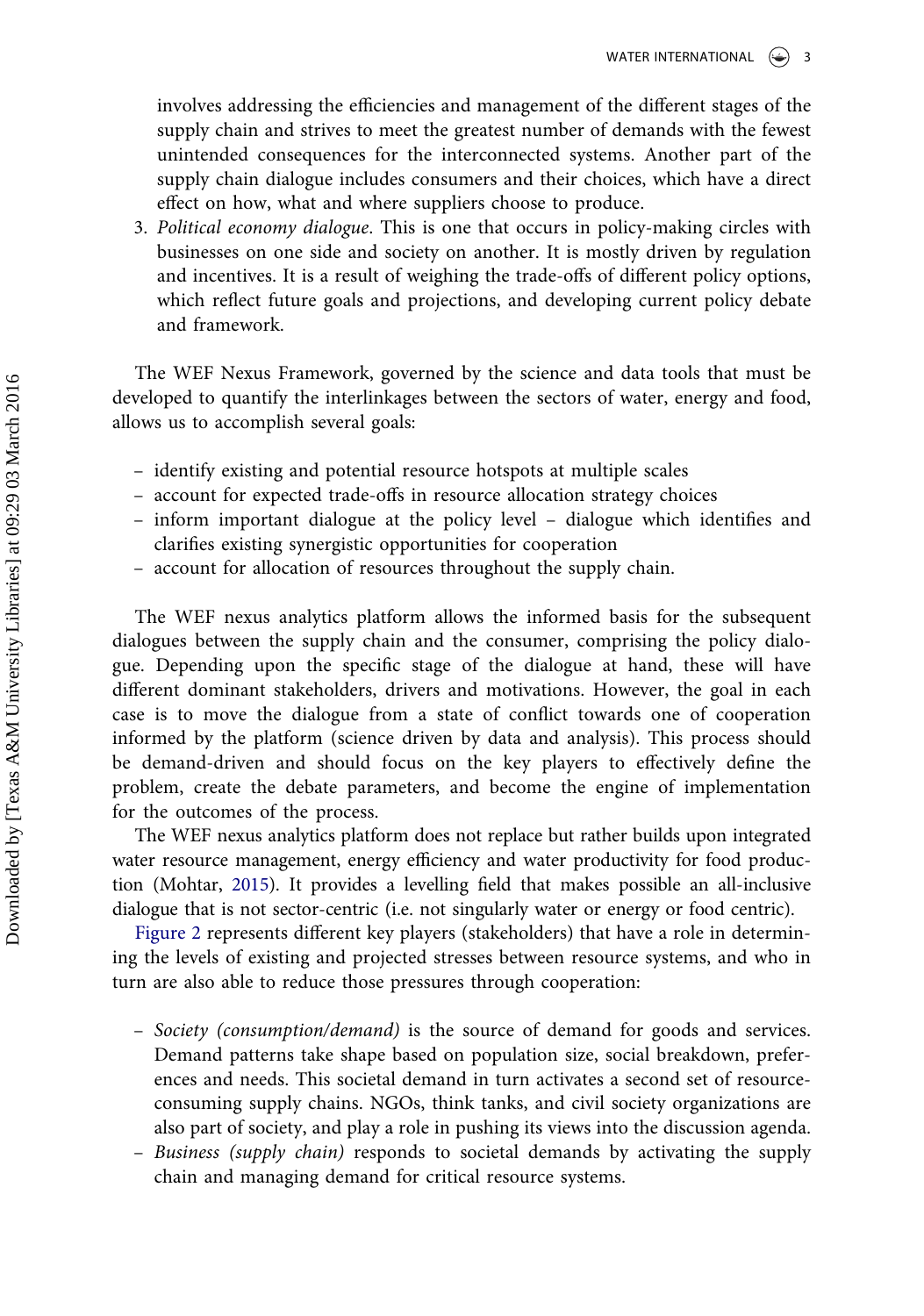involves addressing the efficiencies and management of the different stages of the supply chain and strives to meet the greatest number of demands with the fewest unintended consequences for the interconnected systems. Another part of the supply chain dialogue includes consumers and their choices, which have a direct effect on how, what and where suppliers choose to produce.

3. *Political economy dialogue*. This is one that occurs in policy-making circles with businesses on one side and society on another. It is mostly driven by regulation and incentives. It is a result of weighing the trade-offs of different policy options, which reflect future goals and projections, and developing current policy debate and framework.

The WEF Nexus Framework, governed by the science and data tools that must be developed to quantify the interlinkages between the sectors of water, energy and food, allows us to accomplish several goals:

- identify existing and potential resource hotspots at multiple scales
- account for expected trade-offs in resource allocation strategy choices
- inform important dialogue at the policy level – dialogue which identifies and clarifies existing synergistic opportunities for cooperation
- account for allocation of resources throughout the supply chain.

The WEF nexus analytics platform allows the informed basis for the subsequent dialogues between the supply chain and the consumer, comprising the policy dialogue. Depending upon the specific stage of the dialogue at hand, these will have different dominant stakeholders, drivers and motivations. However, the goal in each case is to move the dialogue from a state of conflict towards one of cooperation informed by the platform (science driven by data and analysis). This process should be demand-driven and should focus on the key players to effectively define the problem, create the debate parameters, and become the engine of implementation for the outcomes of the process.

The WEF nexus analytics platform does not replace but rather builds upon integrated water resource management, energy efficiency and water productivity for food production (Mohtar, 2015). It provides a levelling field that makes possible an all-inclusive dialogue that is not sector-centric (i.e. not singularly water or energy or food centric).

Figure 2 represents different key players (stakeholders) that have a role in determining the levels of existing and projected stresses between resource systems, and who in turn are also able to reduce those pressures through cooperation:

- *Society (consumption/demand)* is the source of demand for goods and services. Demand patterns take shape based on population size, social breakdown, preferences and needs. This societal demand in turn activates a second set of resource-consuming supply chains. NGOs, think tanks, and civil society organizations are also part of society, and play a role in pushing its views into the discussion agenda.
- *Business (supply chain)* responds to societal demands by activating the supply chain and managing demand for critical resource systems.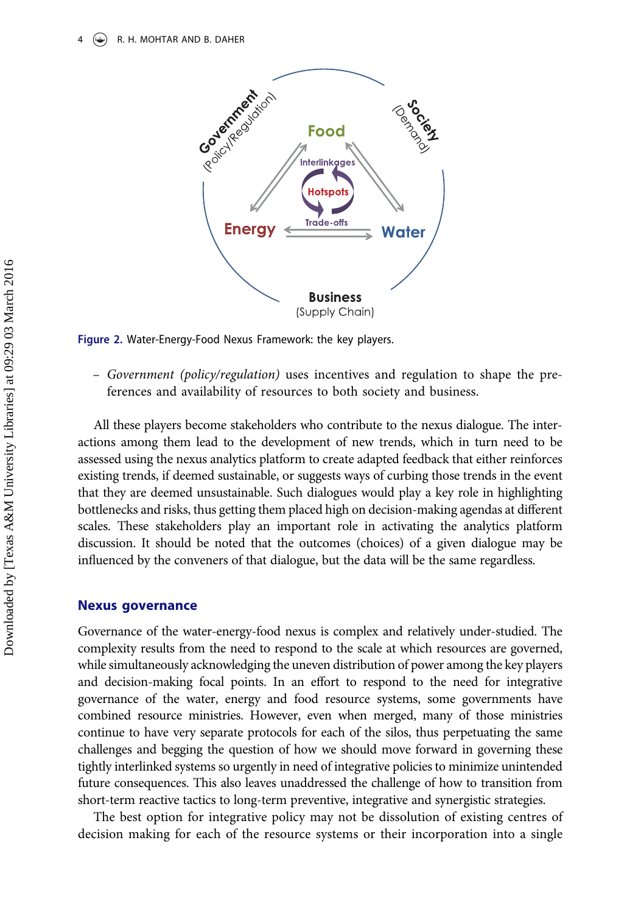Government
(Policy/Regulation)

Society
(Demand)

Food

Interlinkages

Hotspots

Trade-offs

Energy

Water

Business
(Supply Chain)

Figure 2. Water-Energy-Food Nexus Framework: the key players.

– *Government (policy/regulation)* uses incentives and regulation to shape the preferences and availability of resources to both society and business.

All these players become stakeholders who contribute to the nexus dialogue. The interactions among them lead to the development of new trends, which in turn need to be assessed using the nexus analytics platform to create adapted feedback that either reinforces existing trends, if deemed sustainable, or suggests ways of curbing those trends in the event that they are deemed unsustainable. Such dialogues would play a key role in highlighting bottlenecks and risks, thus getting them placed high on decision-making agendas at different scales. These stakeholders play an important role in activating the analytics platform discussion. It should be noted that the outcomes (choices) of a given dialogue may be influenced by the conveners of that dialogue, but the data will be the same regardless.

## Nexus governance

Governance of the water-energy-food nexus is complex and relatively under-studied. The complexity results from the need to respond to the scale at which resources are governed, while simultaneously acknowledging the uneven distribution of power among the key players and decision-making focal points. In an effort to respond to the need for integrative governance of the water, energy and food resource systems, some governments have combined resource ministries. However, even when merged, many of those ministries continue to have very separate protocols for each of the silos, thus perpetuating the same challenges and begging the question of how we should move forward in governing these tightly interlinked systems so urgently in need of integrative policies to minimize unintended future consequences. This also leaves unaddressed the challenge of how to transition from short-term reactive tactics to long-term preventive, integrative and synergistic strategies.

The best option for integrative policy may not be dissolution of existing centres of decision making for each of the resource systems or their incorporation into a single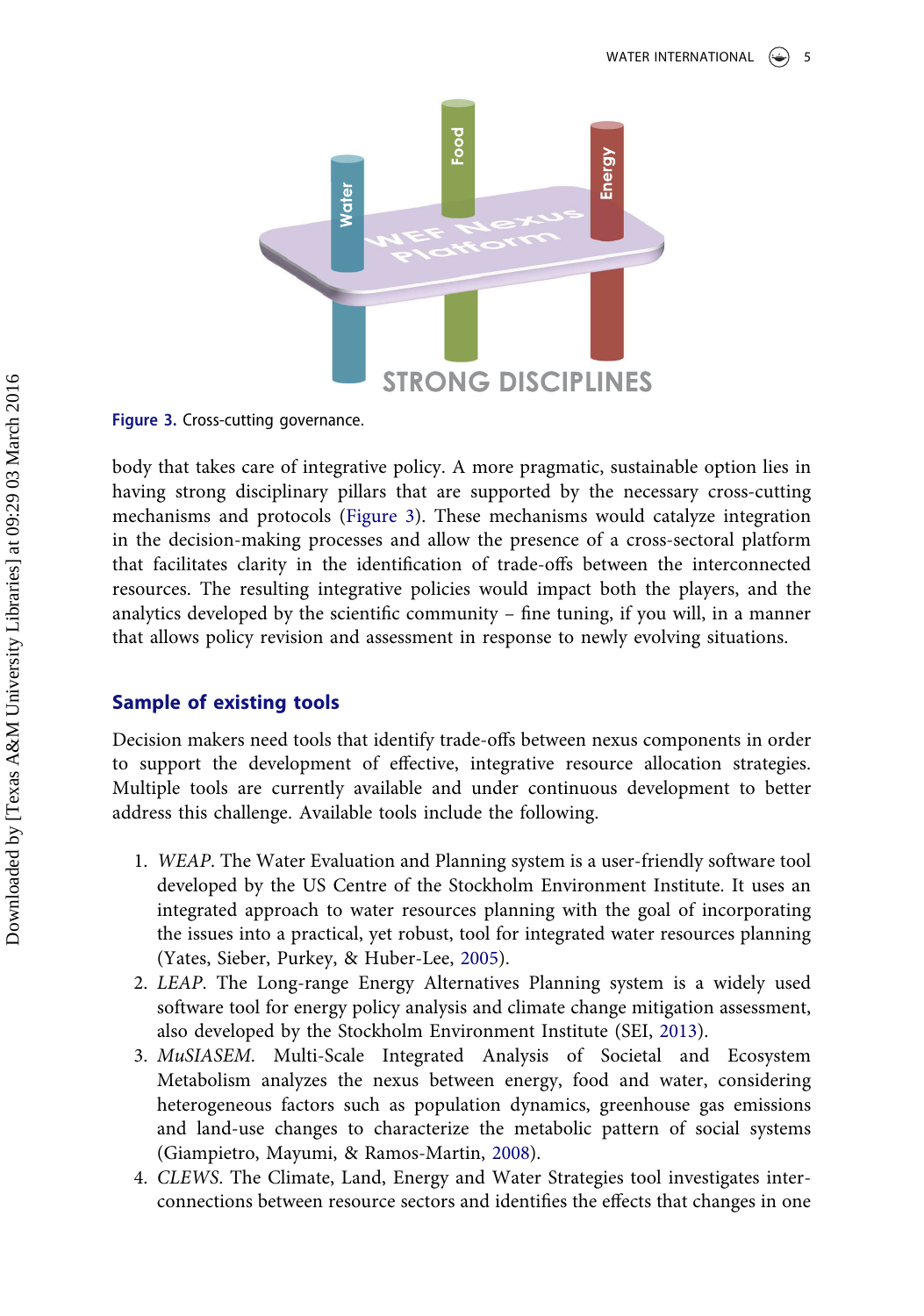Figure 3. Cross-cutting governance.

body that takes care of integrative policy. A more pragmatic, sustainable option lies in having strong disciplinary pillars that are supported by the necessary cross-cutting mechanisms and protocols (Figure 3). These mechanisms would catalyze integration in the decision-making processes and allow the presence of a cross-sectoral platform that facilitates clarity in the identification of trade-offs between the interconnected resources. The resulting integrative policies would impact both the players, and the analytics developed by the scientific community – fine tuning, if you will, in a manner that allows policy revision and assessment in response to newly evolving situations.

## Sample of existing tools

Decision makers need tools that identify trade-offs between nexus components in order to support the development of effective, integrative resource allocation strategies. Multiple tools are currently available and under continuous development to better address this challenge. Available tools include the following.

1. *WEAP*. The Water Evaluation and Planning system is a user-friendly software tool developed by the US Centre of the Stockholm Environment Institute. It uses an integrated approach to water resources planning with the goal of incorporating the issues into a practical, yet robust, tool for integrated water resources planning (Yates, Sieber, Purkey, & Huber-Lee, 2005).
2. *LEAP*. The Long-range Energy Alternatives Planning system is a widely used software tool for energy policy analysis and climate change mitigation assessment, also developed by the Stockholm Environment Institute (SEI, 2013).
3. *MuSIASEM*. Multi-Scale Integrated Analysis of Societal and Ecosystem Metabolism analyzes the nexus between energy, food and water, considering heterogeneous factors such as population dynamics, greenhouse gas emissions and land-use changes to characterize the metabolic pattern of social systems (Giampietro, Mayumi, & Ramos-Martin, 2008).
4. *CLEWS*. The Climate, Land, Energy and Water Strategies tool investigates interconnections between resource sectors and identifies the effects that changes in one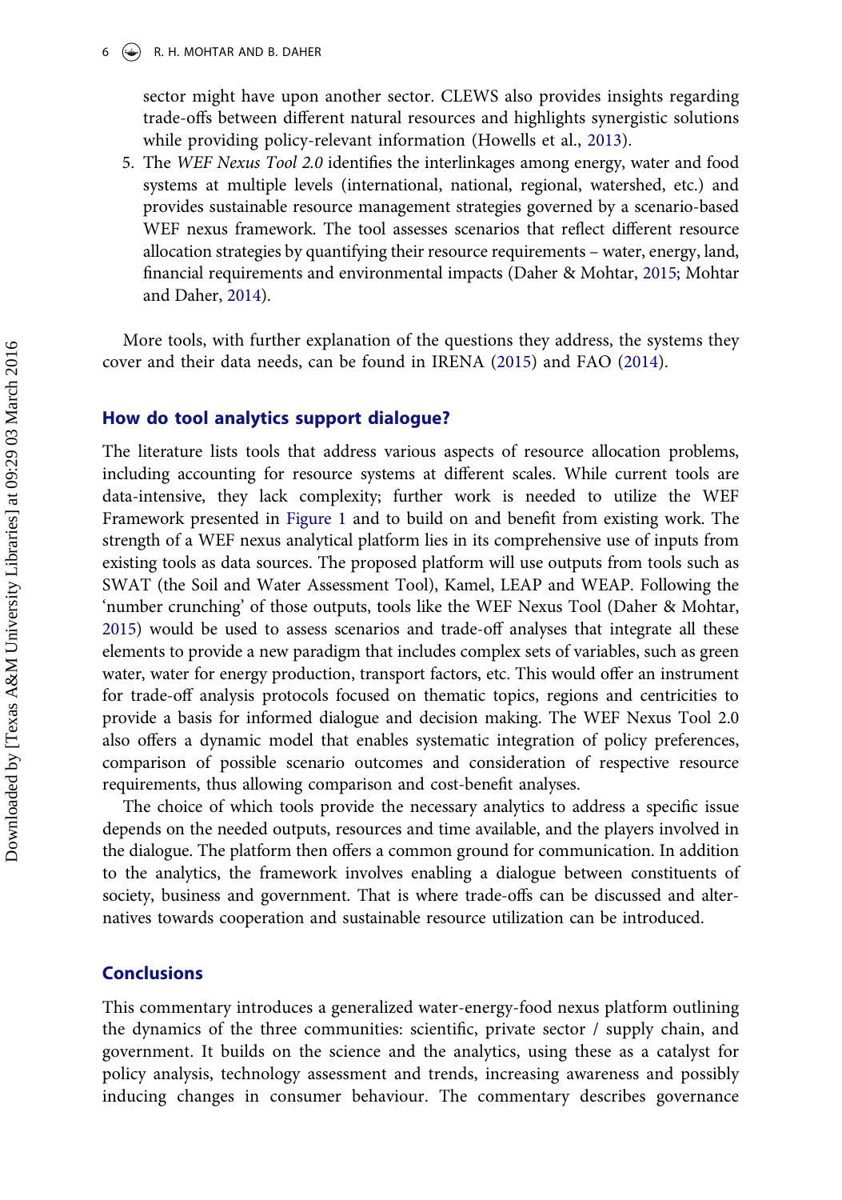sector might have upon another sector. CLEWS also provides insights regarding trade-offs between different natural resources and highlights synergistic solutions while providing policy-relevant information (Howells et al., 2013).

5. The *WEF Nexus Tool 2.0* identifies the interlinkages among energy, water and food systems at multiple levels (international, national, regional, watershed, etc.) and provides sustainable resource management strategies governed by a scenario-based WEF nexus framework. The tool assesses scenarios that reflect different resource allocation strategies by quantifying their resource requirements – water, energy, land, financial requirements and environmental impacts (Daher & Mohtar, 2015; Mohtar and Daher, 2014).

More tools, with further explanation of the questions they address, the systems they cover and their data needs, can be found in IRENA (2015) and FAO (2014).

## How do tool analytics support dialogue?

The literature lists tools that address various aspects of resource allocation problems, including accounting for resource systems at different scales. While current tools are data-intensive, they lack complexity; further work is needed to utilize the WEF Framework presented in Figure 1 and to build on and benefit from existing work. The strength of a WEF nexus analytical platform lies in its comprehensive use of inputs from existing tools as data sources. The proposed platform will use outputs from tools such as SWAT (the Soil and Water Assessment Tool), Kamel, LEAP and WEAP. Following the 'number crunching' of those outputs, tools like the WEF Nexus Tool (Daher & Mohtar, 2015) would be used to assess scenarios and trade-off analyses that integrate all these elements to provide a new paradigm that includes complex sets of variables, such as green water, water for energy production, transport factors, etc. This would offer an instrument for trade-off analysis protocols focused on thematic topics, regions and centricities to provide a basis for informed dialogue and decision making. The WEF Nexus Tool 2.0 also offers a dynamic model that enables systematic integration of policy preferences, comparison of possible scenario outcomes and consideration of respective resource requirements, thus allowing comparison and cost-benefit analyses.

The choice of which tools provide the necessary analytics to address a specific issue depends on the needed outputs, resources and time available, and the players involved in the dialogue. The platform then offers a common ground for communication. In addition to the analytics, the framework involves enabling a dialogue between constituents of society, business and government. That is where trade-offs can be discussed and alternatives towards cooperation and sustainable resource utilization can be introduced.

## Conclusions

This commentary introduces a generalized water-energy-food nexus platform outlining the dynamics of the three communities: scientific, private sector / supply chain, and government. It builds on the science and the analytics, using these as a catalyst for policy analysis, technology assessment and trends, increasing awareness and possibly inducing changes in consumer behaviour. The commentary describes governance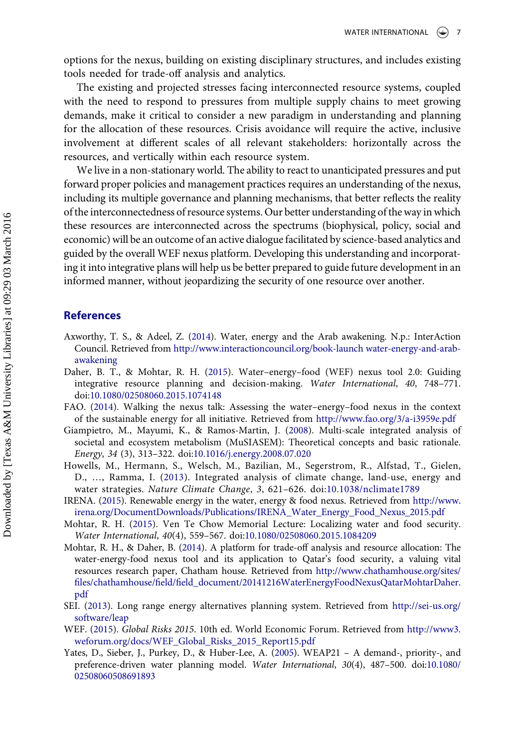options for the nexus, building on existing disciplinary structures, and includes existing tools needed for trade-off analysis and analytics.

The existing and projected stresses facing interconnected resource systems, coupled with the need to respond to pressures from multiple supply chains to meet growing demands, make it critical to consider a new paradigm in understanding and planning for the allocation of these resources. Crisis avoidance will require the active, inclusive involvement at different scales of all relevant stakeholders: horizontally across the resources, and vertically within each resource system.

We live in a non-stationary world. The ability to react to unanticipated pressures and put forward proper policies and management practices requires an understanding of the nexus, including its multiple governance and planning mechanisms, that better reflects the reality of the interconnectedness of resource systems. Our better understanding of the way in which these resources are interconnected across the spectrums (biophysical, policy, social and economic) will be an outcome of an active dialogue facilitated by science-based analytics and guided by the overall WEF nexus platform. Developing this understanding and incorporating it into integrative plans will help us be better prepared to guide future development in an informed manner, without jeopardizing the security of one resource over another.

## References

Axworthy, T. S., & Adeel, Z. (2014). Water, energy and the Arab awakening. N.p.: InterAction Council. Retrieved from http://www.interactioncouncil.org/book-launch water-energy-and-arab-awakening

Daher, B. T., & Mohtar, R. H. (2015). Water–energy–food (WEF) nexus tool 2.0: Guiding integrative resource planning and decision-making. *Water International*, *40*, 748–771. doi:10.1080/02508060.2015.1074148

FAO. (2014). Walking the nexus talk: Assessing the water–energy–food nexus in the context of the sustainable energy for all initiative. Retrieved from http://www.fao.org/3/a-i3959e.pdf

Giampietro, M., Mayumi, K., & Ramos-Martin, J. (2008). Multi-scale integrated analysis of societal and ecosystem metabolism (MuSIASEM): Theoretical concepts and basic rationale. *Energy*, *34* (3), 313–322. doi:10.1016/j.energy.2008.07.020

Howells, M., Hermann, S., Welsch, M., Bazilian, M., Segerstrom, R., Alfstad, T., Gielen, D., …, Ramma, I. (2013). Integrated analysis of climate change, land-use, energy and water strategies. *Nature Climate Change*, *3*, 621–626. doi:10.1038/nclimate1789

IRENA. (2015). Renewable energy in the water, energy & food nexus. Retrieved from http://www.irena.org/DocumentDownloads/Publications/IRENA_Water_Energy_Food_Nexus_2015.pdf

Mohtar, R. H. (2015). Ven Te Chow Memorial Lecture: Localizing water and food security. *Water International*, *40*(4), 559–567. doi:10.1080/02508060.2015.1084209

Mohtar, R. H., & Daher, B. (2014). A platform for trade-off analysis and resource allocation: The water-energy-food nexus tool and its application to Qatar's food security, a valuing vital resources research paper, Chatham house. Retrieved from http://www.chathamhouse.org/sites/files/chathamhouse/field/field_document/20141216WaterEnergyFoodNexusQatarMohtarDaher.pdf

SEI. (2013). Long range energy alternatives planning system. Retrieved from http://sei-us.org/software/leap

WEF. (2015). *Global Risks 2015*. 10th ed. World Economic Forum. Retrieved from http://www3.weforum.org/docs/WEF_Global_Risks_2015_Report15.pdf

Yates, D., Sieber, J., Purkey, D., & Huber-Lee, A. (2005). WEAP21 – A demand-, priority-, and preference-driven water planning model. *Water International*, *30*(4), 487–500. doi:10.1080/02508060508691893